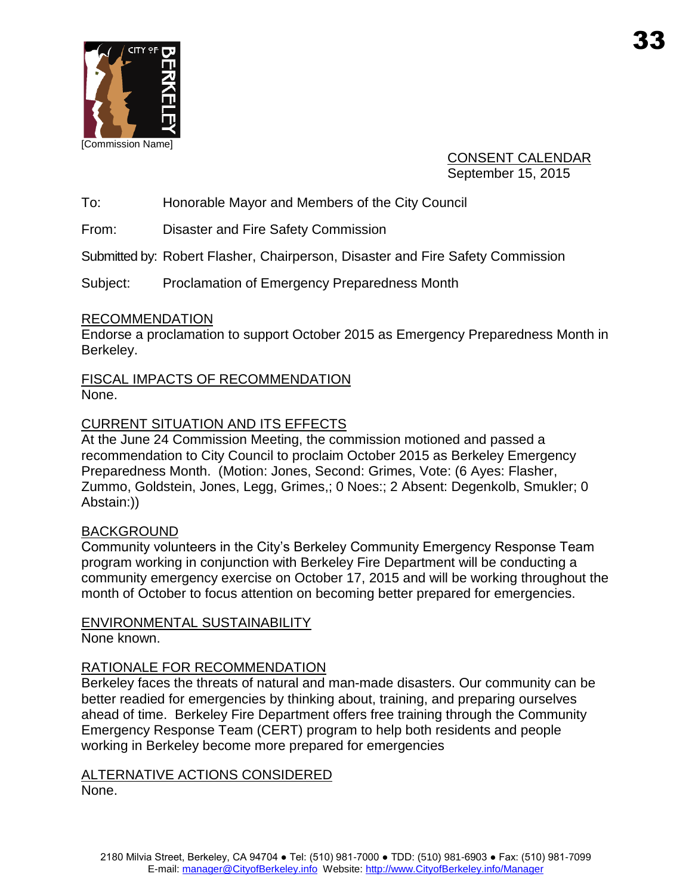[Commission Name]

CONSENT CALENDAR
September 15, 2015

To: Honorable Mayor and Members of the City Council

From: Disaster and Fire Safety Commission

Submitted by: Robert Flasher, Chairperson, Disaster and Fire Safety Commission

Subject: Proclamation of Emergency Preparedness Month

## RECOMMENDATION

Endorse a proclamation to support October 2015 as Emergency Preparedness Month in Berkeley.

## FISCAL IMPACTS OF RECOMMENDATION

None.

## CURRENT SITUATION AND ITS EFFECTS

At the June 24 Commission Meeting, the commission motioned and passed a recommendation to City Council to proclaim October 2015 as Berkeley Emergency Preparedness Month. (Motion: Jones, Second: Grimes, Vote: (6 Ayes: Flasher, Zummo, Goldstein, Jones, Legg, Grimes,; 0 Noes:; 2 Absent: Degenkolb, Smukler; 0 Abstain:))

## BACKGROUND

Community volunteers in the City's Berkeley Community Emergency Response Team program working in conjunction with Berkeley Fire Department will be conducting a community emergency exercise on October 17, 2015 and will be working throughout the month of October to focus attention on becoming better prepared for emergencies.

## ENVIRONMENTAL SUSTAINABILITY

None known.

## RATIONALE FOR RECOMMENDATION

Berkeley faces the threats of natural and man-made disasters. Our community can be better readied for emergencies by thinking about, training, and preparing ourselves ahead of time. Berkeley Fire Department offers free training through the Community Emergency Response Team (CERT) program to help both residents and people working in Berkeley become more prepared for emergencies

## ALTERNATIVE ACTIONS CONSIDERED

None.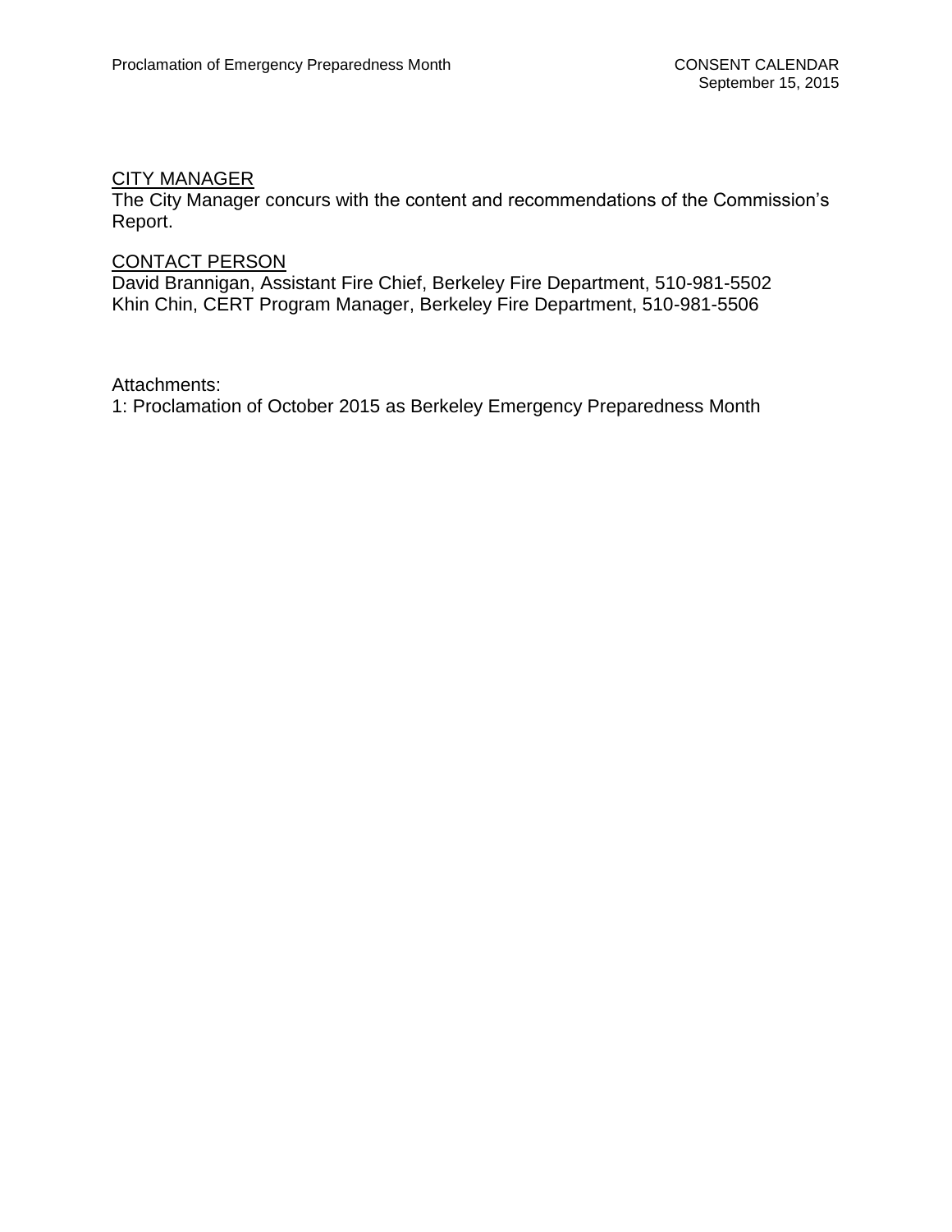## CITY MANAGER

The City Manager concurs with the content and recommendations of the Commission's Report.

## CONTACT PERSON

David Brannigan, Assistant Fire Chief, Berkeley Fire Department, 510-981-5502
Khin Chin, CERT Program Manager, Berkeley Fire Department, 510-981-5506

Attachments:
1: Proclamation of October 2015 as Berkeley Emergency Preparedness Month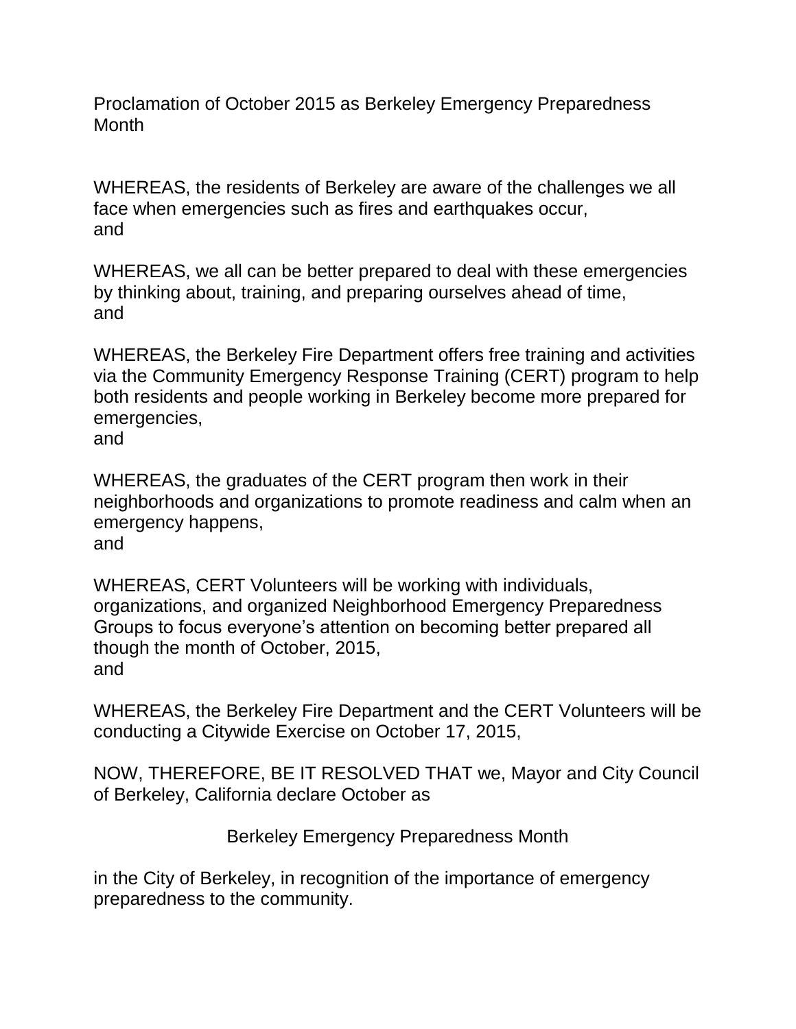Proclamation of October 2015 as Berkeley Emergency Preparedness Month

WHEREAS, the residents of Berkeley are aware of the challenges we all face when emergencies such as fires and earthquakes occur, and

WHEREAS, we all can be better prepared to deal with these emergencies by thinking about, training, and preparing ourselves ahead of time, and

WHEREAS, the Berkeley Fire Department offers free training and activities via the Community Emergency Response Training (CERT) program to help both residents and people working in Berkeley become more prepared for emergencies, and

WHEREAS, the graduates of the CERT program then work in their neighborhoods and organizations to promote readiness and calm when an emergency happens, and

WHEREAS, CERT Volunteers will be working with individuals, organizations, and organized Neighborhood Emergency Preparedness Groups to focus everyone's attention on becoming better prepared all though the month of October, 2015, and

WHEREAS, the Berkeley Fire Department and the CERT Volunteers will be conducting a Citywide Exercise on October 17, 2015,

NOW, THEREFORE, BE IT RESOLVED THAT we, Mayor and City Council of Berkeley, California declare October as

Berkeley Emergency Preparedness Month

in the City of Berkeley, in recognition of the importance of emergency preparedness to the community.